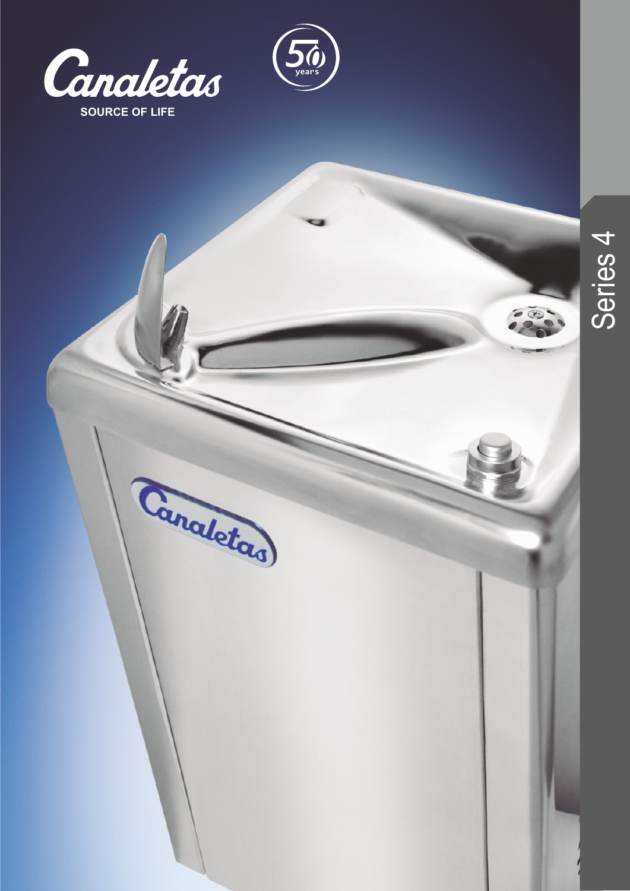# Canaletas

SOURCE OF LIFE

50 years

Series 4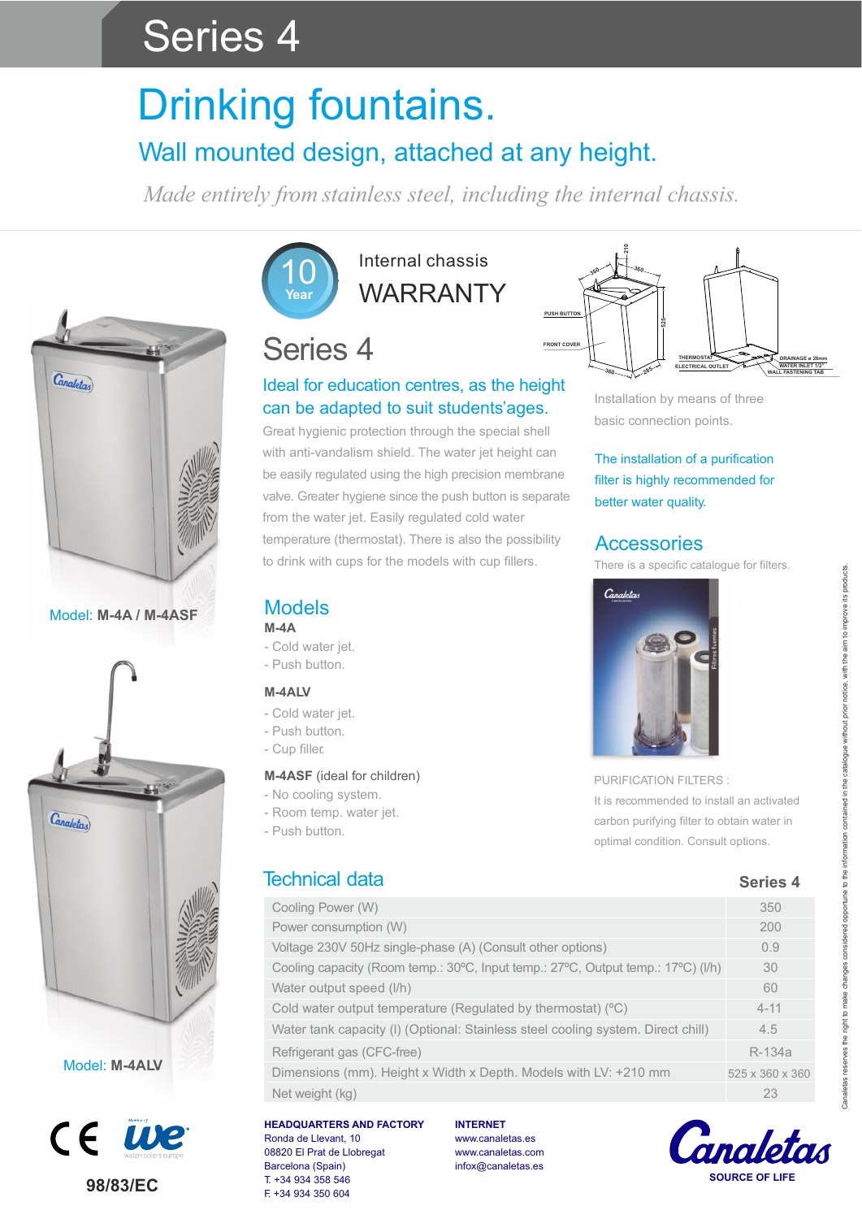# Series 4

# Drinking fountains.

## Wall mounted design, attached at any height.

*Made entirely from stainless steel, including the internal chassis.*

Model: **M-4A / M-4ASF**

Model: **M-4ALV**

98/83/EC

10 Year

Internal chassis
WARRANTY

## Series 4

### Ideal for education centres, as the height can be adapted to suit students'ages.

Great hygienic protection through the special shell with anti-vandalism shield. The water jet height can be easily regulated using the high precision membrane valve. Greater hygiene since the push button is separate from the water jet. Easily regulated cold water temperature (thermostat). There is also the possibility to drink with cups for the models with cup fillers.

PUSH BUTTON
FRONT COVER
THERMOSTAT
ELECTRICAL OUTLET
DRAINAGE ø 28mm
WATER INLET 1/2"
WALL FASTENING TAB

Installation by means of three basic connection points.

The installation of a purification filter is highly recommended for better water quality.

## Models

**M-4A**
- Cold water jet.
- Push button.

**M-4ALV**
- Cold water jet.
- Push button.
- Cup filler.

**M-4ASF** (ideal for children)
- No cooling system.
- Room temp. water jet.
- Push button.

## Accessories

There is a specific catalogue for filters.

PURIFICATION FILTERS :

It is recommended to install an activated carbon purifying filter to obtain water in optimal condition. Consult options.

## Technical data

| | Series 4 |
|---|---|
| Cooling Power (W) | 350 |
| Power consumption (W) | 200 |
| Voltage 230V 50Hz single-phase (A) (Consult other options) | 0.9 |
| Cooling capacity (Room temp.: 30ºC, Input temp.: 27ºC, Output temp.: 17ºC) (l/h) | 30 |
| Water output speed (l/h) | 60 |
| Cold water output temperature (Regulated by thermostat) (ºC) | 4-11 |
| Water tank capacity (l) (Optional: Stainless steel cooling system. Direct chill) | 4.5 |
| Refrigerant gas (CFC-free) | R-134a |
| Dimensions (mm). Height x Width x Depth. Models with LV: +210 mm | 525 x 360 x 360 |
| Net weight (kg) | 23 |

**HEADQUARTERS AND FACTORY**
Ronda de Llevant, 10
08820 El Prat de Llobregat
Barcelona (Spain)
T. +34 934 358 546
F. +34 934 350 604

**INTERNET**
www.canaletas.es
www.canaletas.com
infox@canaletas.es

Canaletas
SOURCE OF LIFE

Canaletas reserves the right to make changes considered opportune to the information contained in the catalogue without prior notice, with the aim to improve its products.